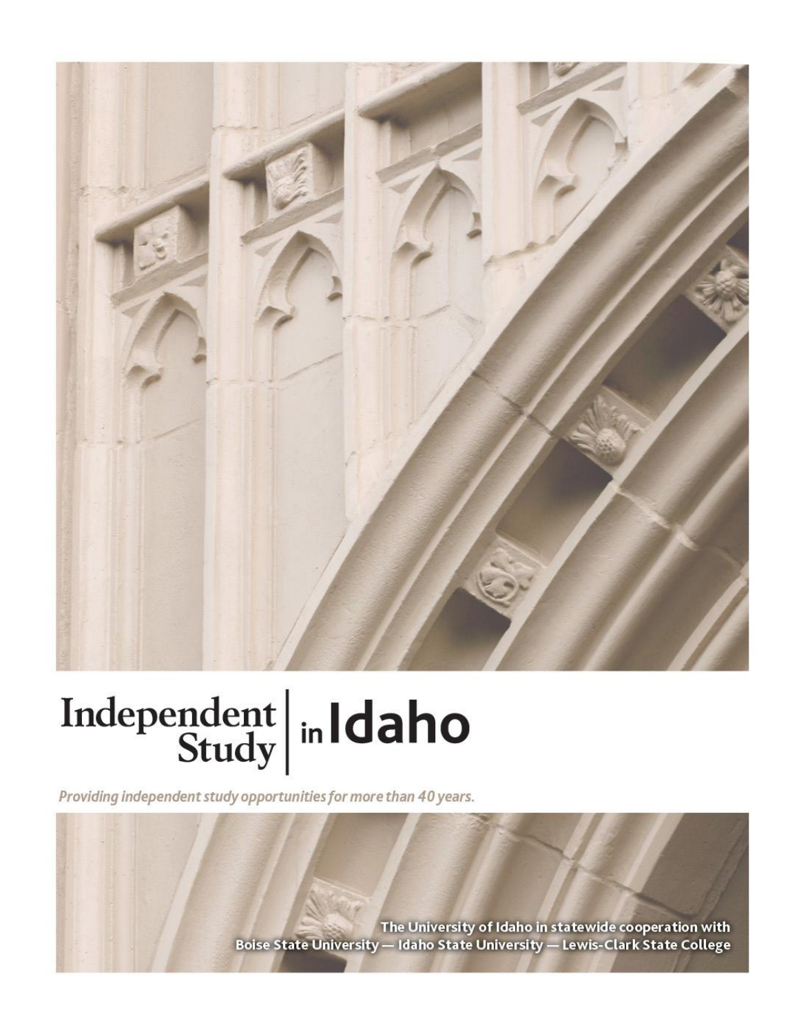# Independent Study in Idaho

*Providing independent study opportunities for more than 40 years.*

**The University of Idaho in statewide cooperation with Boise State University — Idaho State University — Lewis-Clark State College**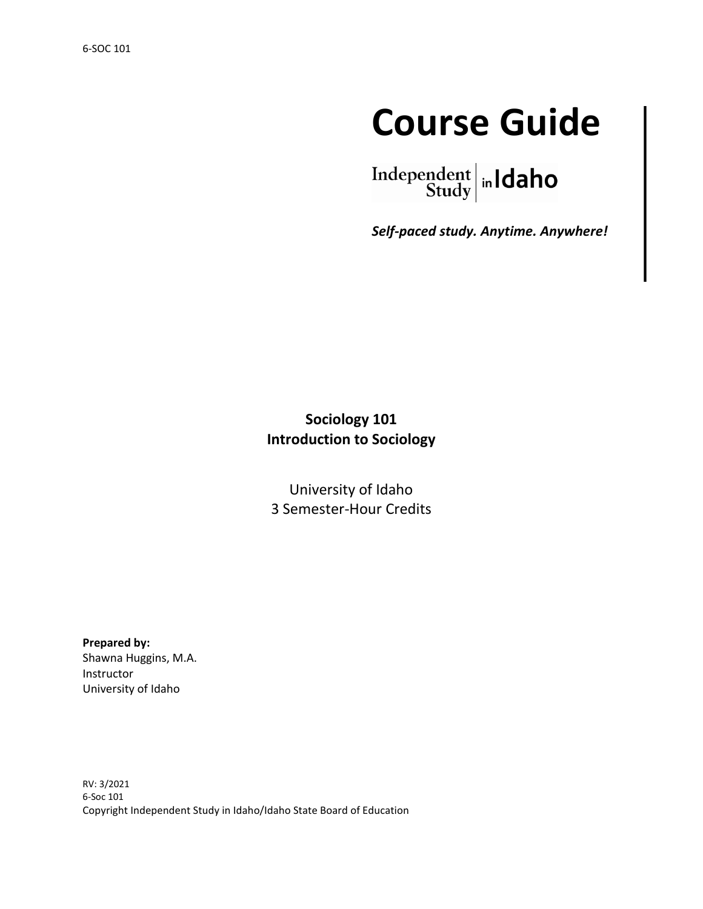# Course Guide

Independent Study in Idaho

***Self-paced study. Anytime. Anywhere!***

**Sociology 101**
**Introduction to Sociology**

University of Idaho
3 Semester-Hour Credits

**Prepared by:**
Shawna Huggins, M.A.
Instructor
University of Idaho

RV: 3/2021
6-Soc 101
Copyright Independent Study in Idaho/Idaho State Board of Education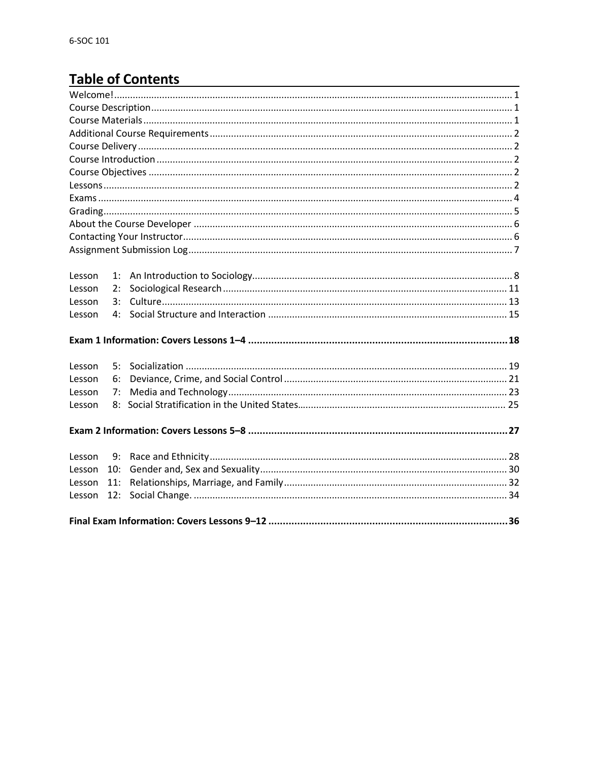# Table of Contents

Welcome! ..................................................... 1
Course Description ..................................................... 1
Course Materials ..................................................... 1
Additional Course Requirements ..................................................... 2
Course Delivery ..................................................... 2
Course Introduction ..................................................... 2
Course Objectives ..................................................... 2
Lessons ..................................................... 2
Exams ..................................................... 4
Grading ..................................................... 5
About the Course Developer ..................................................... 6
Contacting Your Instructor ..................................................... 6
Assignment Submission Log ..................................................... 7

Lesson 1: An Introduction to Sociology ..................................................... 8
Lesson 2: Sociological Research ..................................................... 11
Lesson 3: Culture ..................................................... 13
Lesson 4: Social Structure and Interaction ..................................................... 15

**Exam 1 Information: Covers Lessons 1–4 ..................................................... 18**

Lesson 5: Socialization ..................................................... 19
Lesson 6: Deviance, Crime, and Social Control ..................................................... 21
Lesson 7: Media and Technology ..................................................... 23
Lesson 8: Social Stratification in the United States ..................................................... 25

**Exam 2 Information: Covers Lessons 5–8 ..................................................... 27**

Lesson 9: Race and Ethnicity ..................................................... 28
Lesson 10: Gender and, Sex and Sexuality ..................................................... 30
Lesson 11: Relationships, Marriage, and Family ..................................................... 32
Lesson 12: Social Change. ..................................................... 34

**Final Exam Information: Covers Lessons 9–12 ..................................................... 36**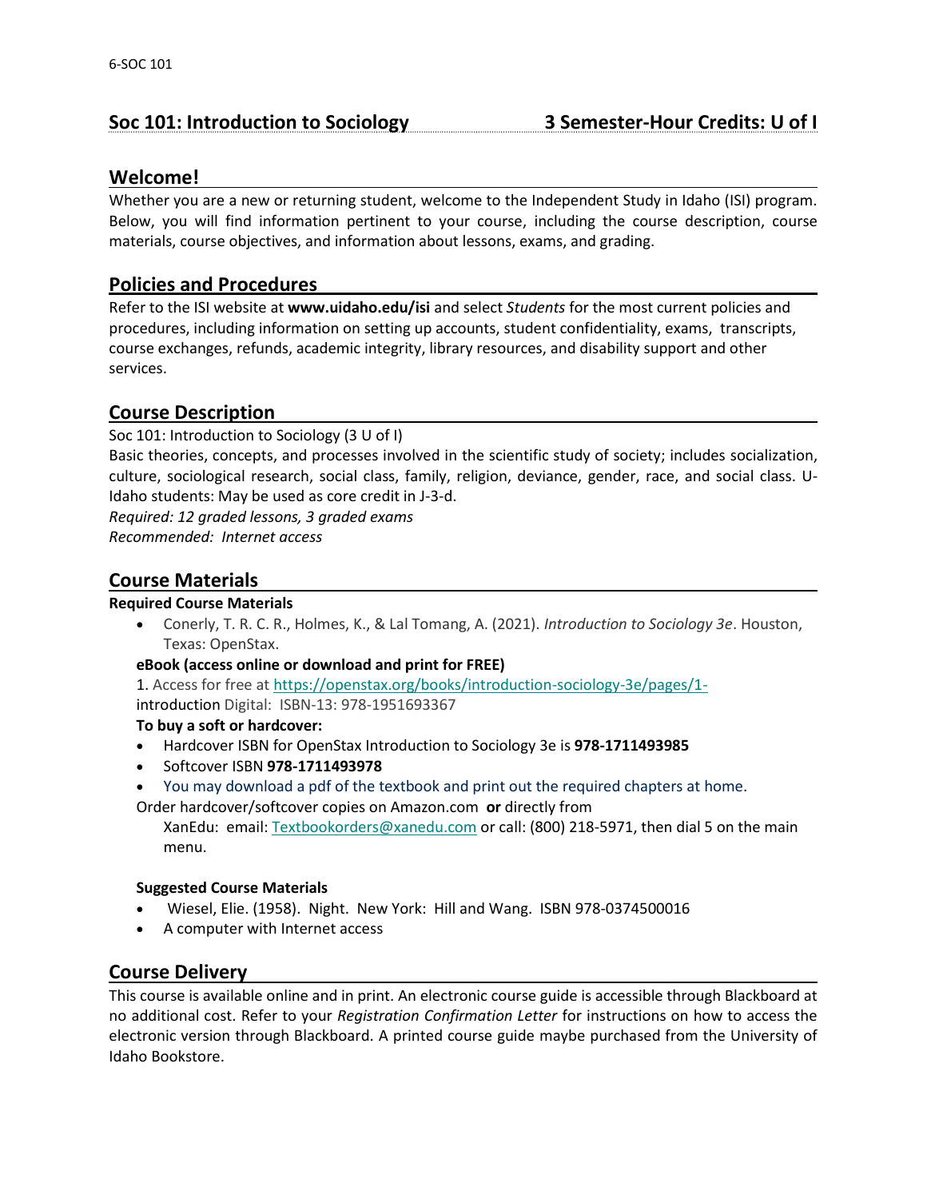## Soc 101: Introduction to Sociology — 3 Semester-Hour Credits: U of I

## Welcome!

Whether you are a new or returning student, welcome to the Independent Study in Idaho (ISI) program. Below, you will find information pertinent to your course, including the course description, course materials, course objectives, and information about lessons, exams, and grading.

## Policies and Procedures

Refer to the ISI website at **www.uidaho.edu/isi** and select *Students* for the most current policies and procedures, including information on setting up accounts, student confidentiality, exams, transcripts, course exchanges, refunds, academic integrity, library resources, and disability support and other services.

## Course Description

Soc 101: Introduction to Sociology (3 U of I)

Basic theories, concepts, and processes involved in the scientific study of society; includes socialization, culture, sociological research, social class, family, religion, deviance, gender, race, and social class. U-Idaho students: May be used as core credit in J-3-d.

*Required: 12 graded lessons, 3 graded exams*

*Recommended: Internet access*

## Course Materials

**Required Course Materials**

- Conerly, T. R. C. R., Holmes, K., & Lal Tomang, A. (2021). *Introduction to Sociology 3e*. Houston, Texas: OpenStax.

**eBook (access online or download and print for FREE)**

1. Access for free at https://openstax.org/books/introduction-sociology-3e/pages/1-introduction Digital: ISBN-13: 978-1951693367

**To buy a soft or hardcover:**

- Hardcover ISBN for OpenStax Introduction to Sociology 3e is **978-1711493985**
- Softcover ISBN **978-1711493978**
- You may download a pdf of the textbook and print out the required chapters at home.

Order hardcover/softcover copies on Amazon.com **or** directly from XanEdu: email: Textbookorders@xanedu.com or call: (800) 218-5971, then dial 5 on the main menu.

**Suggested Course Materials**

- Wiesel, Elie. (1958). Night. New York: Hill and Wang. ISBN 978-0374500016
- A computer with Internet access

## Course Delivery

This course is available online and in print. An electronic course guide is accessible through Blackboard at no additional cost. Refer to your *Registration Confirmation Letter* for instructions on how to access the electronic version through Blackboard. A printed course guide maybe purchased from the University of Idaho Bookstore.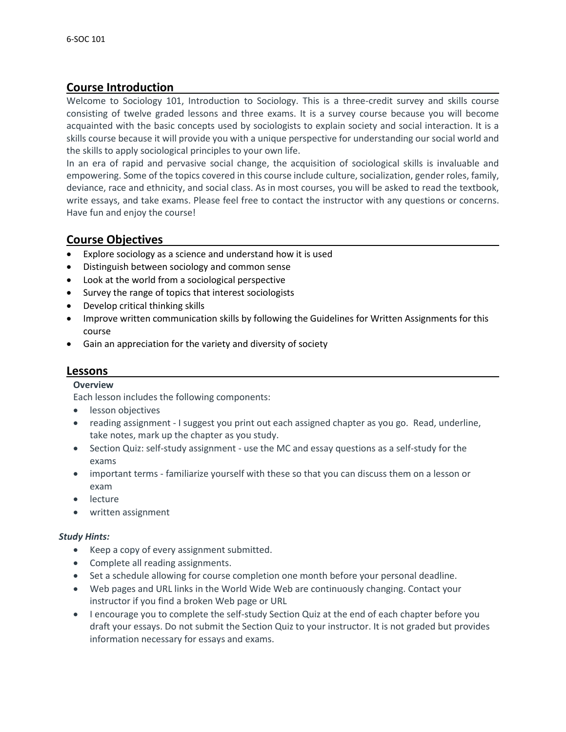## Course Introduction

Welcome to Sociology 101, Introduction to Sociology. This is a three-credit survey and skills course consisting of twelve graded lessons and three exams. It is a survey course because you will become acquainted with the basic concepts used by sociologists to explain society and social interaction. It is a skills course because it will provide you with a unique perspective for understanding our social world and the skills to apply sociological principles to your own life.

In an era of rapid and pervasive social change, the acquisition of sociological skills is invaluable and empowering. Some of the topics covered in this course include culture, socialization, gender roles, family, deviance, race and ethnicity, and social class. As in most courses, you will be asked to read the textbook, write essays, and take exams. Please feel free to contact the instructor with any questions or concerns. Have fun and enjoy the course!

## Course Objectives

- Explore sociology as a science and understand how it is used
- Distinguish between sociology and common sense
- Look at the world from a sociological perspective
- Survey the range of topics that interest sociologists
- Develop critical thinking skills
- Improve written communication skills by following the Guidelines for Written Assignments for this course
- Gain an appreciation for the variety and diversity of society

## Lessons

### Overview

Each lesson includes the following components:

- lesson objectives
- reading assignment - I suggest you print out each assigned chapter as you go. Read, underline, take notes, mark up the chapter as you study.
- Section Quiz: self-study assignment - use the MC and essay questions as a self-study for the exams
- important terms - familiarize yourself with these so that you can discuss them on a lesson or exam
- lecture
- written assignment

***Study Hints:***

- Keep a copy of every assignment submitted.
- Complete all reading assignments.
- Set a schedule allowing for course completion one month before your personal deadline.
- Web pages and URL links in the World Wide Web are continuously changing. Contact your instructor if you find a broken Web page or URL
- I encourage you to complete the self-study Section Quiz at the end of each chapter before you draft your essays. Do not submit the Section Quiz to your instructor. It is not graded but provides information necessary for essays and exams.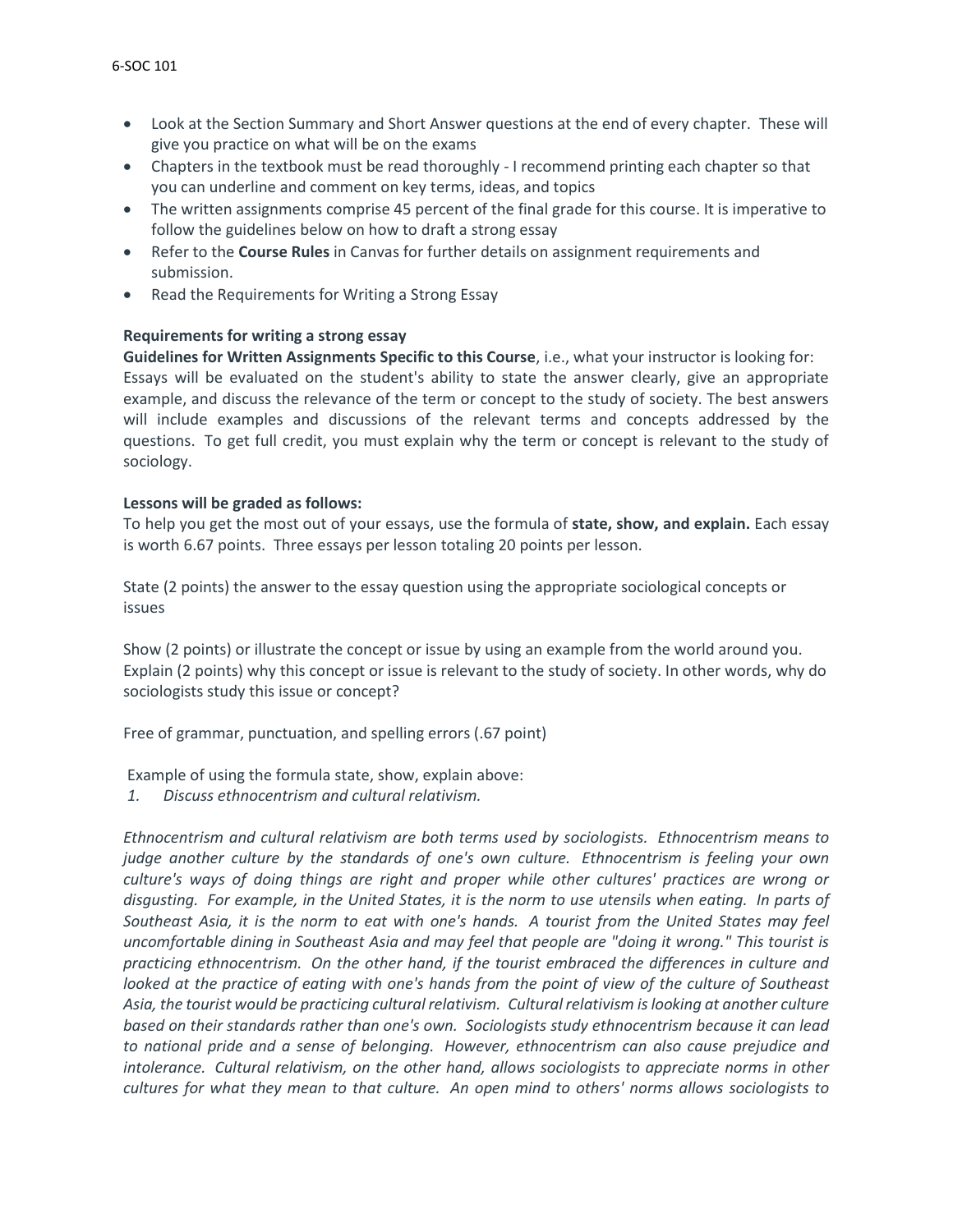- Look at the Section Summary and Short Answer questions at the end of every chapter. These will give you practice on what will be on the exams
- Chapters in the textbook must be read thoroughly - I recommend printing each chapter so that you can underline and comment on key terms, ideas, and topics
- The written assignments comprise 45 percent of the final grade for this course. It is imperative to follow the guidelines below on how to draft a strong essay
- Refer to the **Course Rules** in Canvas for further details on assignment requirements and submission.
- Read the Requirements for Writing a Strong Essay

**Requirements for writing a strong essay**

**Guidelines for Written Assignments Specific to this Course**, i.e., what your instructor is looking for: Essays will be evaluated on the student's ability to state the answer clearly, give an appropriate example, and discuss the relevance of the term or concept to the study of society. The best answers will include examples and discussions of the relevant terms and concepts addressed by the questions. To get full credit, you must explain why the term or concept is relevant to the study of sociology.

**Lessons will be graded as follows:**

To help you get the most out of your essays, use the formula of **state, show, and explain.** Each essay is worth 6.67 points. Three essays per lesson totaling 20 points per lesson.

State (2 points) the answer to the essay question using the appropriate sociological concepts or issues

Show (2 points) or illustrate the concept or issue by using an example from the world around you.
Explain (2 points) why this concept or issue is relevant to the study of society. In other words, why do sociologists study this issue or concept?

Free of grammar, punctuation, and spelling errors (.67 point)

Example of using the formula state, show, explain above:

*1. Discuss ethnocentrism and cultural relativism.*

*Ethnocentrism and cultural relativism are both terms used by sociologists. Ethnocentrism means to judge another culture by the standards of one's own culture. Ethnocentrism is feeling your own culture's ways of doing things are right and proper while other cultures' practices are wrong or disgusting. For example, in the United States, it is the norm to use utensils when eating. In parts of Southeast Asia, it is the norm to eat with one's hands. A tourist from the United States may feel uncomfortable dining in Southeast Asia and may feel that people are "doing it wrong." This tourist is practicing ethnocentrism. On the other hand, if the tourist embraced the differences in culture and looked at the practice of eating with one's hands from the point of view of the culture of Southeast Asia, the tourist would be practicing cultural relativism. Cultural relativism is looking at another culture based on their standards rather than one's own. Sociologists study ethnocentrism because it can lead to national pride and a sense of belonging. However, ethnocentrism can also cause prejudice and intolerance. Cultural relativism, on the other hand, allows sociologists to appreciate norms in other cultures for what they mean to that culture. An open mind to others' norms allows sociologists to*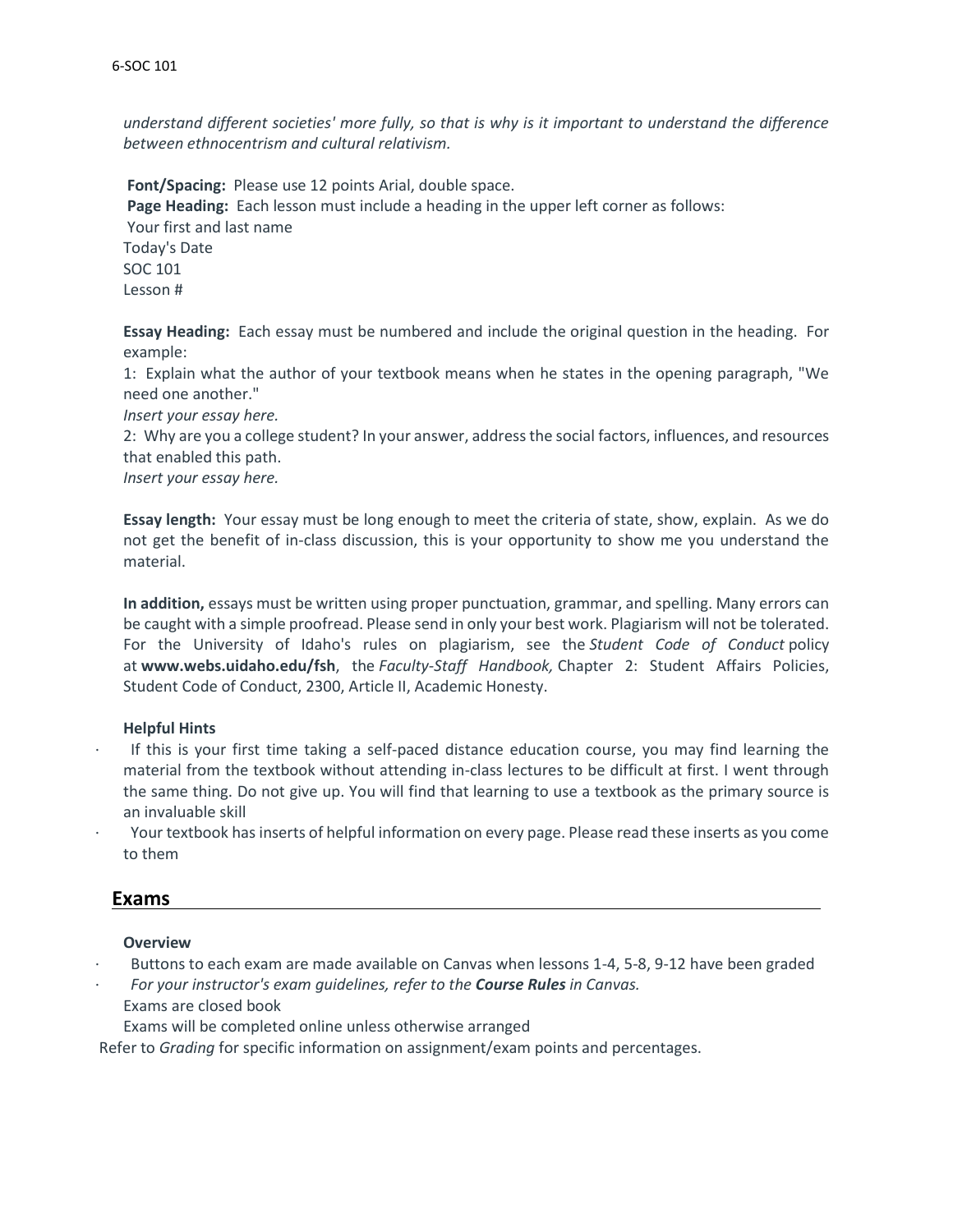*understand different societies' more fully, so that is why is it important to understand the difference between ethnocentrism and cultural relativism.*

**Font/Spacing:** Please use 12 points Arial, double space.
**Page Heading:** Each lesson must include a heading in the upper left corner as follows:
Your first and last name
Today's Date
SOC 101
Lesson #

**Essay Heading:** Each essay must be numbered and include the original question in the heading. For example:
1: Explain what the author of your textbook means when he states in the opening paragraph, "We need one another."
*Insert your essay here.*
2: Why are you a college student? In your answer, address the social factors, influences, and resources that enabled this path.
*Insert your essay here.*

**Essay length:** Your essay must be long enough to meet the criteria of state, show, explain. As we do not get the benefit of in-class discussion, this is your opportunity to show me you understand the material.

**In addition,** essays must be written using proper punctuation, grammar, and spelling. Many errors can be caught with a simple proofread. Please send in only your best work. Plagiarism will not be tolerated. For the University of Idaho's rules on plagiarism, see the *Student Code of Conduct* policy at **www.webs.uidaho.edu/fsh**, the *Faculty-Staff Handbook,* Chapter 2: Student Affairs Policies, Student Code of Conduct, 2300, Article II, Academic Honesty.

**Helpful Hints**

- If this is your first time taking a self-paced distance education course, you may find learning the material from the textbook without attending in-class lectures to be difficult at first. I went through the same thing. Do not give up. You will find that learning to use a textbook as the primary source is an invaluable skill
- Your textbook has inserts of helpful information on every page. Please read these inserts as you come to them

## Exams

**Overview**

- Buttons to each exam are made available on Canvas when lessons 1-4, 5-8, 9-12 have been graded
- *For your instructor's exam guidelines, refer to the **Course Rules** in Canvas.*

Exams are closed book
Exams will be completed online unless otherwise arranged

Refer to *Grading* for specific information on assignment/exam points and percentages.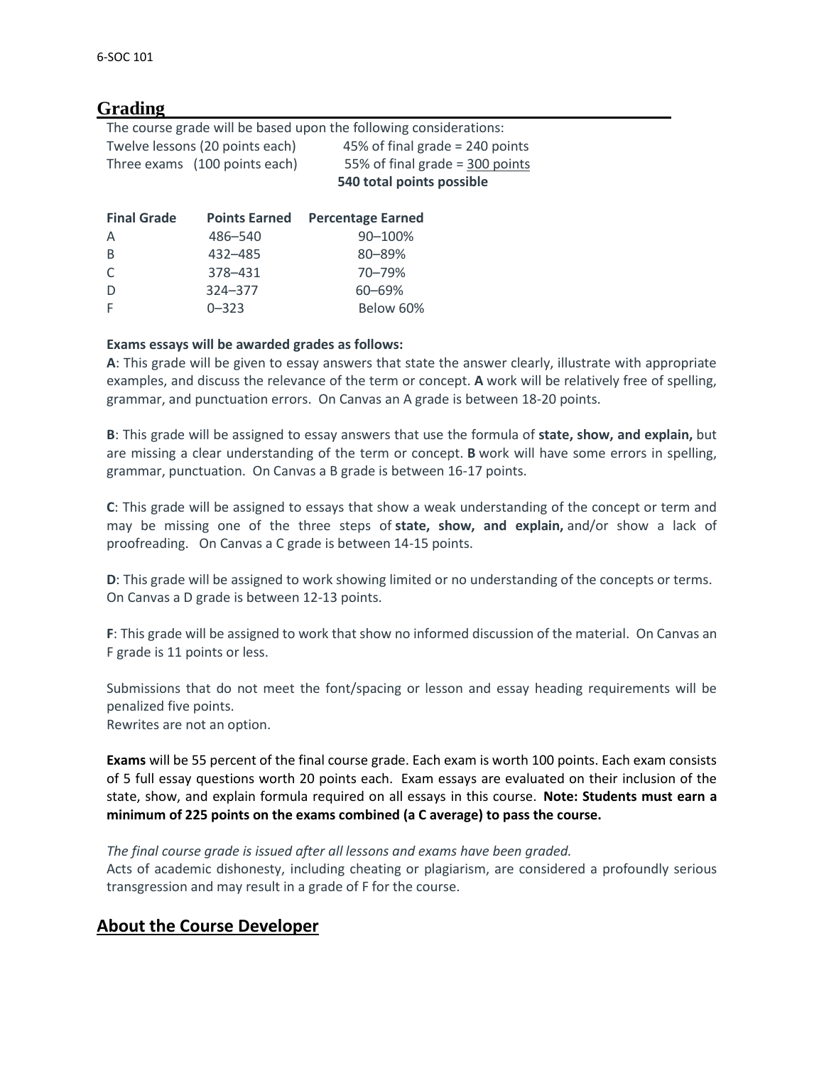## Grading

The course grade will be based upon the following considerations:

| | | |
|---|---|---|
| Twelve lessons (20 points each) | 45% of final grade = 240 points | |
| Three exams (100 points each) | 55% of final grade = 300 points | |
| | **540 total points possible** | |

| Final Grade | Points Earned | Percentage Earned |
|---|---|---|
| A | 486–540 | 90–100% |
| B | 432–485 | 80–89% |
| C | 378–431 | 70–79% |
| D | 324–377 | 60–69% |
| F | 0–323 | Below 60% |

**Exams essays will be awarded grades as follows:**

**A**: This grade will be given to essay answers that state the answer clearly, illustrate with appropriate examples, and discuss the relevance of the term or concept. **A** work will be relatively free of spelling, grammar, and punctuation errors. On Canvas an A grade is between 18-20 points.

**B**: This grade will be assigned to essay answers that use the formula of **state, show, and explain,** but are missing a clear understanding of the term or concept. **B** work will have some errors in spelling, grammar, punctuation. On Canvas a B grade is between 16-17 points.

**C**: This grade will be assigned to essays that show a weak understanding of the concept or term and may be missing one of the three steps of **state, show, and explain,** and/or show a lack of proofreading. On Canvas a C grade is between 14-15 points.

**D**: This grade will be assigned to work showing limited or no understanding of the concepts or terms. On Canvas a D grade is between 12-13 points.

**F**: This grade will be assigned to work that show no informed discussion of the material. On Canvas an F grade is 11 points or less.

Submissions that do not meet the font/spacing or lesson and essay heading requirements will be penalized five points.
Rewrites are not an option.

**Exams** will be 55 percent of the final course grade. Each exam is worth 100 points. Each exam consists of 5 full essay questions worth 20 points each. Exam essays are evaluated on their inclusion of the state, show, and explain formula required on all essays in this course. **Note: Students must earn a minimum of 225 points on the exams combined (a C average) to pass the course.**

*The final course grade is issued after all lessons and exams have been graded.*
Acts of academic dishonesty, including cheating or plagiarism, are considered a profoundly serious transgression and may result in a grade of F for the course.

## About the Course Developer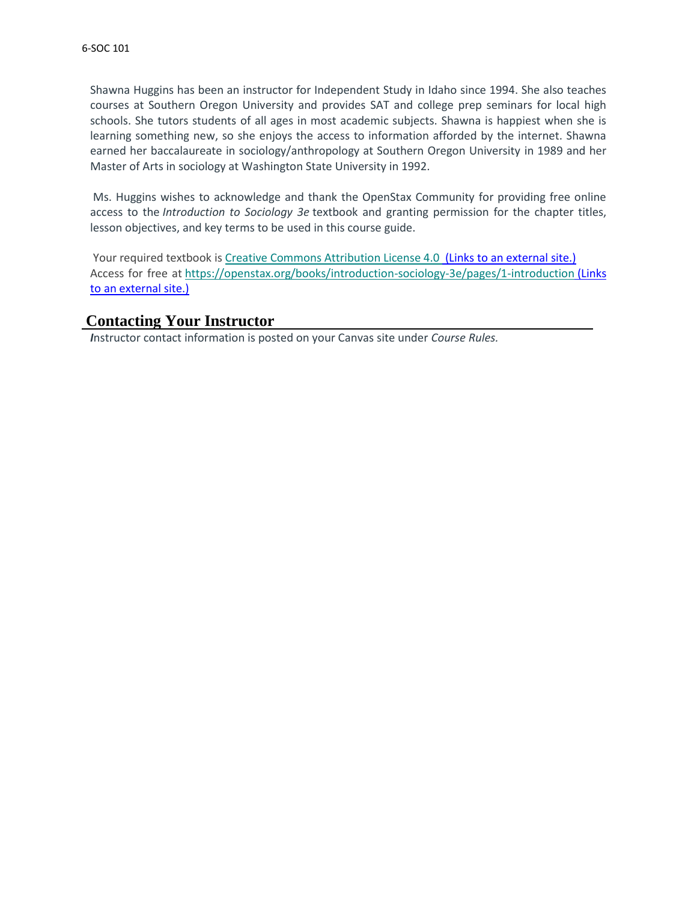Shawna Huggins has been an instructor for Independent Study in Idaho since 1994. She also teaches courses at Southern Oregon University and provides SAT and college prep seminars for local high schools. She tutors students of all ages in most academic subjects. Shawna is happiest when she is learning something new, so she enjoys the access to information afforded by the internet. Shawna earned her baccalaureate in sociology/anthropology at Southern Oregon University in 1989 and her Master of Arts in sociology at Washington State University in 1992.

Ms. Huggins wishes to acknowledge and thank the OpenStax Community for providing free online access to the *Introduction to Sociology 3e* textbook and granting permission for the chapter titles, lesson objectives, and key terms to be used in this course guide.

Your required textbook is Creative Commons Attribution License 4.0 (Links to an external site.) Access for free at https://openstax.org/books/introduction-sociology-3e/pages/1-introduction (Links to an external site.)

## Contacting Your Instructor

Instructor contact information is posted on your Canvas site under *Course Rules.*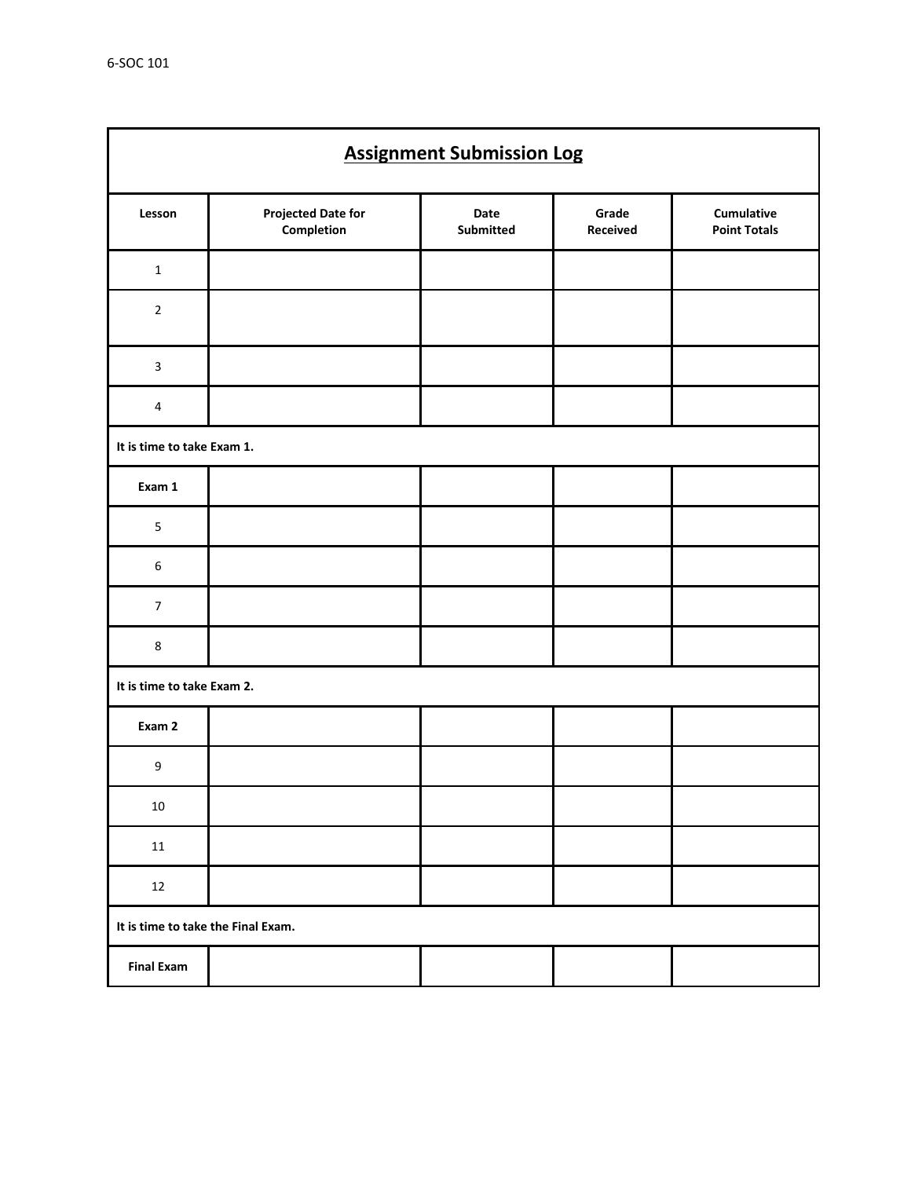## Assignment Submission Log

| Lesson | Projected Date for Completion | Date Submitted | Grade Received | Cumulative Point Totals |
|---|---|---|---|---|
| 1 | | | | |
| 2 | | | | |
| 3 | | | | |
| 4 | | | | |
| **It is time to take Exam 1.** | | | | |
| **Exam 1** | | | | |
| 5 | | | | |
| 6 | | | | |
| 7 | | | | |
| 8 | | | | |
| **It is time to take Exam 2.** | | | | |
| **Exam 2** | | | | |
| 9 | | | | |
| 10 | | | | |
| 11 | | | | |
| 12 | | | | |
| **It is time to take the Final Exam.** | | | | |
| **Final Exam** | | | | |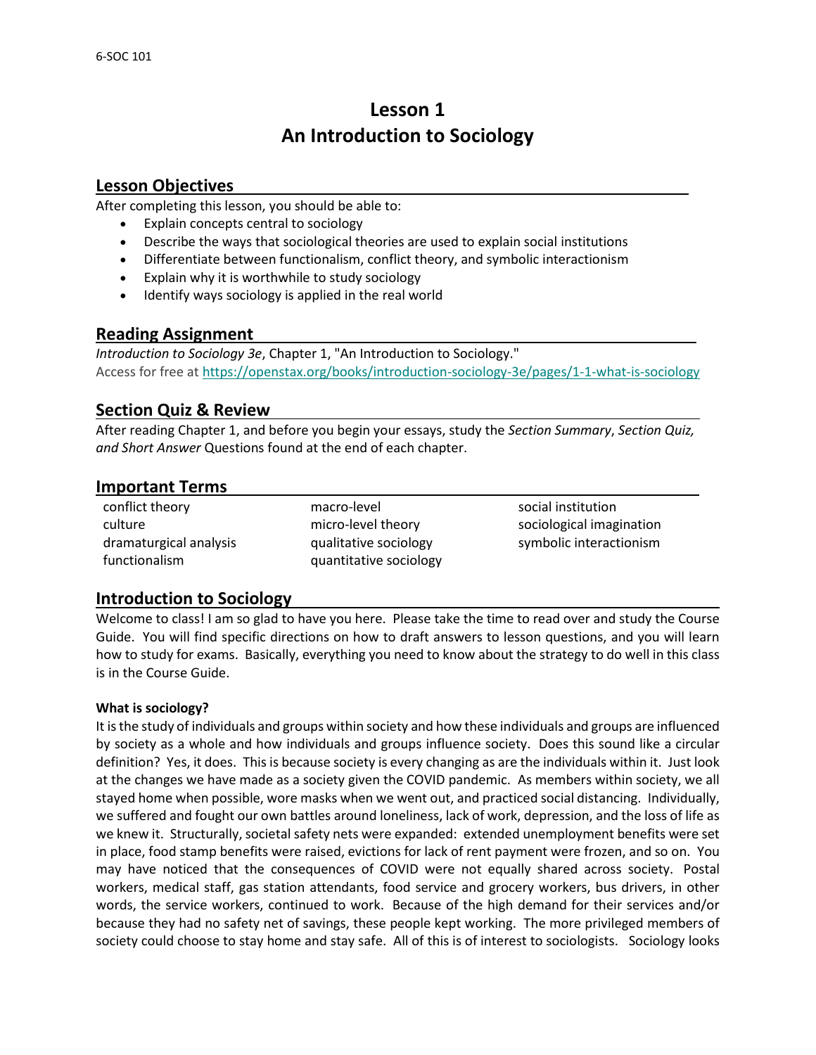# Lesson 1
# An Introduction to Sociology

## Lesson Objectives

After completing this lesson, you should be able to:

- Explain concepts central to sociology
- Describe the ways that sociological theories are used to explain social institutions
- Differentiate between functionalism, conflict theory, and symbolic interactionism
- Explain why it is worthwhile to study sociology
- Identify ways sociology is applied in the real world

## Reading Assignment

*Introduction to Sociology 3e*, Chapter 1, "An Introduction to Sociology."
Access for free at https://openstax.org/books/introduction-sociology-3e/pages/1-1-what-is-sociology

## Section Quiz & Review

After reading Chapter 1, and before you begin your essays, study the *Section Summary*, *Section Quiz, and Short Answer* Questions found at the end of each chapter.

## Important Terms

| | | |
|---|---|---|
| conflict theory | macro-level | social institution |
| culture | micro-level theory | sociological imagination |
| dramaturgical analysis | qualitative sociology | symbolic interactionism |
| functionalism | quantitative sociology | |

## Introduction to Sociology

Welcome to class! I am so glad to have you here. Please take the time to read over and study the Course Guide. You will find specific directions on how to draft answers to lesson questions, and you will learn how to study for exams. Basically, everything you need to know about the strategy to do well in this class is in the Course Guide.

**What is sociology?**

It is the study of individuals and groups within society and how these individuals and groups are influenced by society as a whole and how individuals and groups influence society. Does this sound like a circular definition? Yes, it does. This is because society is every changing as are the individuals within it. Just look at the changes we have made as a society given the COVID pandemic. As members within society, we all stayed home when possible, wore masks when we went out, and practiced social distancing. Individually, we suffered and fought our own battles around loneliness, lack of work, depression, and the loss of life as we knew it. Structurally, societal safety nets were expanded: extended unemployment benefits were set in place, food stamp benefits were raised, evictions for lack of rent payment were frozen, and so on. You may have noticed that the consequences of COVID were not equally shared across society. Postal workers, medical staff, gas station attendants, food service and grocery workers, bus drivers, in other words, the service workers, continued to work. Because of the high demand for their services and/or because they had no safety net of savings, these people kept working. The more privileged members of society could choose to stay home and stay safe. All of this is of interest to sociologists. Sociology looks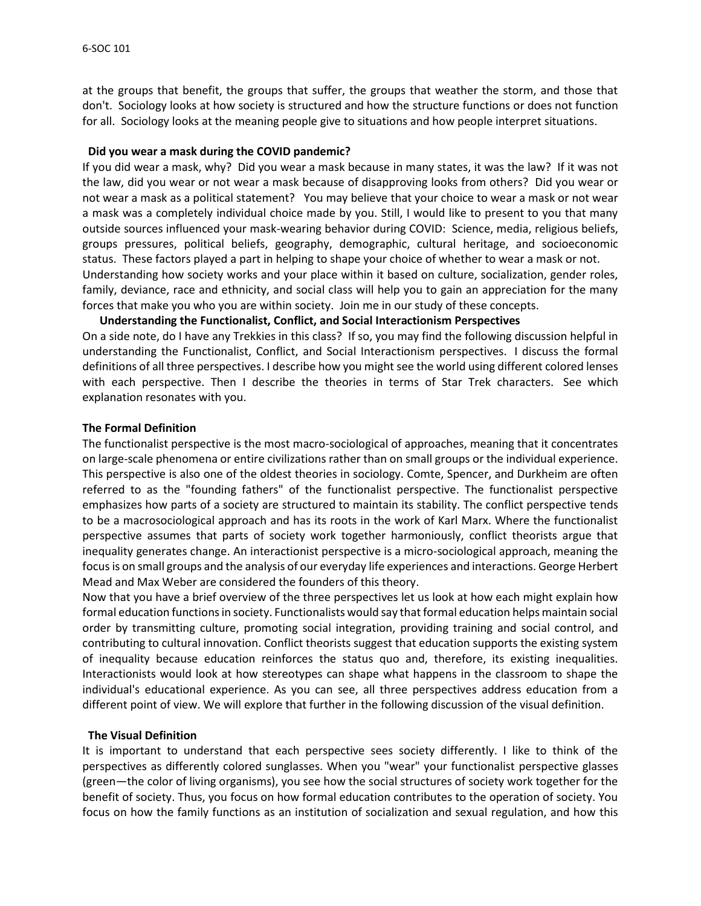at the groups that benefit, the groups that suffer, the groups that weather the storm, and those that don't. Sociology looks at how society is structured and how the structure functions or does not function for all. Sociology looks at the meaning people give to situations and how people interpret situations.

### Did you wear a mask during the COVID pandemic?

If you did wear a mask, why? Did you wear a mask because in many states, it was the law? If it was not the law, did you wear or not wear a mask because of disapproving looks from others? Did you wear or not wear a mask as a political statement? You may believe that your choice to wear a mask or not wear a mask was a completely individual choice made by you. Still, I would like to present to you that many outside sources influenced your mask-wearing behavior during COVID: Science, media, religious beliefs, groups pressures, political beliefs, geography, demographic, cultural heritage, and socioeconomic status. These factors played a part in helping to shape your choice of whether to wear a mask or not. Understanding how society works and your place within it based on culture, socialization, gender roles, family, deviance, race and ethnicity, and social class will help you to gain an appreciation for the many forces that make you who you are within society. Join me in our study of these concepts.

### Understanding the Functionalist, Conflict, and Social Interactionism Perspectives

On a side note, do I have any Trekkies in this class? If so, you may find the following discussion helpful in understanding the Functionalist, Conflict, and Social Interactionism perspectives. I discuss the formal definitions of all three perspectives. I describe how you might see the world using different colored lenses with each perspective. Then I describe the theories in terms of Star Trek characters. See which explanation resonates with you.

### The Formal Definition

The functionalist perspective is the most macro-sociological of approaches, meaning that it concentrates on large-scale phenomena or entire civilizations rather than on small groups or the individual experience. This perspective is also one of the oldest theories in sociology. Comte, Spencer, and Durkheim are often referred to as the "founding fathers" of the functionalist perspective. The functionalist perspective emphasizes how parts of a society are structured to maintain its stability. The conflict perspective tends to be a macrosociological approach and has its roots in the work of Karl Marx. Where the functionalist perspective assumes that parts of society work together harmoniously, conflict theorists argue that inequality generates change. An interactionist perspective is a micro-sociological approach, meaning the focus is on small groups and the analysis of our everyday life experiences and interactions. George Herbert Mead and Max Weber are considered the founders of this theory.

Now that you have a brief overview of the three perspectives let us look at how each might explain how formal education functions in society. Functionalists would say that formal education helps maintain social order by transmitting culture, promoting social integration, providing training and social control, and contributing to cultural innovation. Conflict theorists suggest that education supports the existing system of inequality because education reinforces the status quo and, therefore, its existing inequalities. Interactionists would look at how stereotypes can shape what happens in the classroom to shape the individual's educational experience. As you can see, all three perspectives address education from a different point of view. We will explore that further in the following discussion of the visual definition.

### The Visual Definition

It is important to understand that each perspective sees society differently. I like to think of the perspectives as differently colored sunglasses. When you "wear" your functionalist perspective glasses (green—the color of living organisms), you see how the social structures of society work together for the benefit of society. Thus, you focus on how formal education contributes to the operation of society. You focus on how the family functions as an institution of socialization and sexual regulation, and how this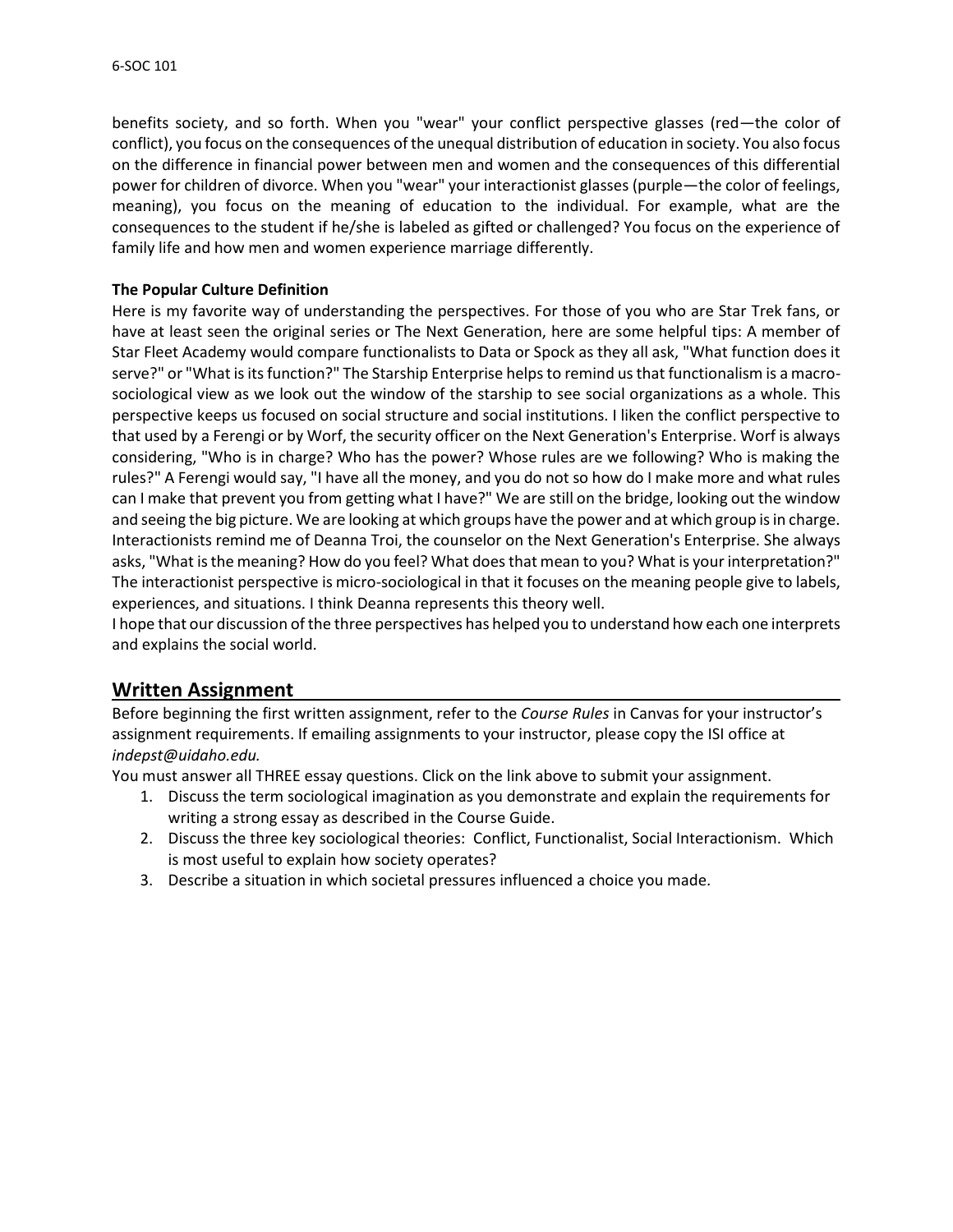benefits society, and so forth. When you "wear" your conflict perspective glasses (red—the color of conflict), you focus on the consequences of the unequal distribution of education in society. You also focus on the difference in financial power between men and women and the consequences of this differential power for children of divorce. When you "wear" your interactionist glasses (purple—the color of feelings, meaning), you focus on the meaning of education to the individual. For example, what are the consequences to the student if he/she is labeled as gifted or challenged? You focus on the experience of family life and how men and women experience marriage differently.

**The Popular Culture Definition**

Here is my favorite way of understanding the perspectives. For those of you who are Star Trek fans, or have at least seen the original series or The Next Generation, here are some helpful tips: A member of Star Fleet Academy would compare functionalists to Data or Spock as they all ask, "What function does it serve?" or "What is its function?" The Starship Enterprise helps to remind us that functionalism is a macro-sociological view as we look out the window of the starship to see social organizations as a whole. This perspective keeps us focused on social structure and social institutions. I liken the conflict perspective to that used by a Ferengi or by Worf, the security officer on the Next Generation's Enterprise. Worf is always considering, "Who is in charge? Who has the power? Whose rules are we following? Who is making the rules?" A Ferengi would say, "I have all the money, and you do not so how do I make more and what rules can I make that prevent you from getting what I have?" We are still on the bridge, looking out the window and seeing the big picture. We are looking at which groups have the power and at which group is in charge. Interactionists remind me of Deanna Troi, the counselor on the Next Generation's Enterprise. She always asks, "What is the meaning? How do you feel? What does that mean to you? What is your interpretation?" The interactionist perspective is micro-sociological in that it focuses on the meaning people give to labels, experiences, and situations. I think Deanna represents this theory well.

I hope that our discussion of the three perspectives has helped you to understand how each one interprets and explains the social world.

## Written Assignment

Before beginning the first written assignment, refer to the *Course Rules* in Canvas for your instructor's assignment requirements. If emailing assignments to your instructor, please copy the ISI office at *indepst@uidaho.edu.*

You must answer all THREE essay questions. Click on the link above to submit your assignment.

1. Discuss the term sociological imagination as you demonstrate and explain the requirements for writing a strong essay as described in the Course Guide.
2. Discuss the three key sociological theories: Conflict, Functionalist, Social Interactionism. Which is most useful to explain how society operates?
3. Describe a situation in which societal pressures influenced a choice you made.